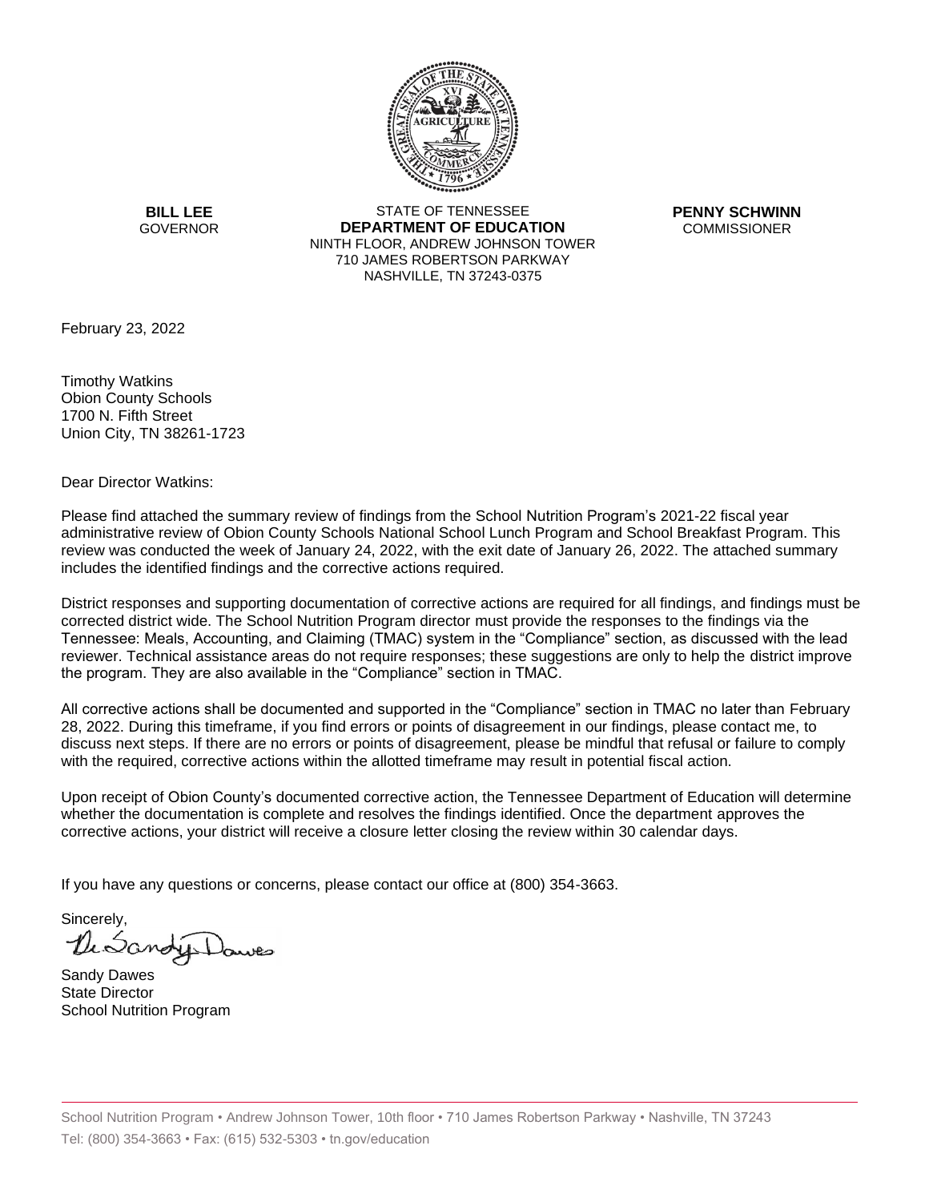**BILL LEE**
GOVERNOR

STATE OF TENNESSEE
**DEPARTMENT OF EDUCATION**
NINTH FLOOR, ANDREW JOHNSON TOWER
710 JAMES ROBERTSON PARKWAY
NASHVILLE, TN 37243-0375

**PENNY SCHWINN**
COMMISSIONER

February 23, 2022

Timothy Watkins
Obion County Schools
1700 N. Fifth Street
Union City, TN 38261-1723

Dear Director Watkins:

Please find attached the summary review of findings from the School Nutrition Program's 2021-22 fiscal year administrative review of Obion County Schools National School Lunch Program and School Breakfast Program. This review was conducted the week of January 24, 2022, with the exit date of January 26, 2022. The attached summary includes the identified findings and the corrective actions required.

District responses and supporting documentation of corrective actions are required for all findings, and findings must be corrected district wide. The School Nutrition Program director must provide the responses to the findings via the Tennessee: Meals, Accounting, and Claiming (TMAC) system in the "Compliance" section, as discussed with the lead reviewer. Technical assistance areas do not require responses; these suggestions are only to help the district improve the program. They are also available in the "Compliance" section in TMAC.

All corrective actions shall be documented and supported in the "Compliance" section in TMAC no later than February 28, 2022. During this timeframe, if you find errors or points of disagreement in our findings, please contact me, to discuss next steps. If there are no errors or points of disagreement, please be mindful that refusal or failure to comply with the required, corrective actions within the allotted timeframe may result in potential fiscal action.

Upon receipt of Obion County's documented corrective action, the Tennessee Department of Education will determine whether the documentation is complete and resolves the findings identified. Once the department approves the corrective actions, your district will receive a closure letter closing the review within 30 calendar days.

If you have any questions or concerns, please contact our office at (800) 354-3663.

Sincerely,

Sandy Dawes
State Director
School Nutrition Program

School Nutrition Program • Andrew Johnson Tower, 10th floor • 710 James Robertson Parkway • Nashville, TN 37243
Tel: (800) 354-3663 • Fax: (615) 532-5303 • tn.gov/education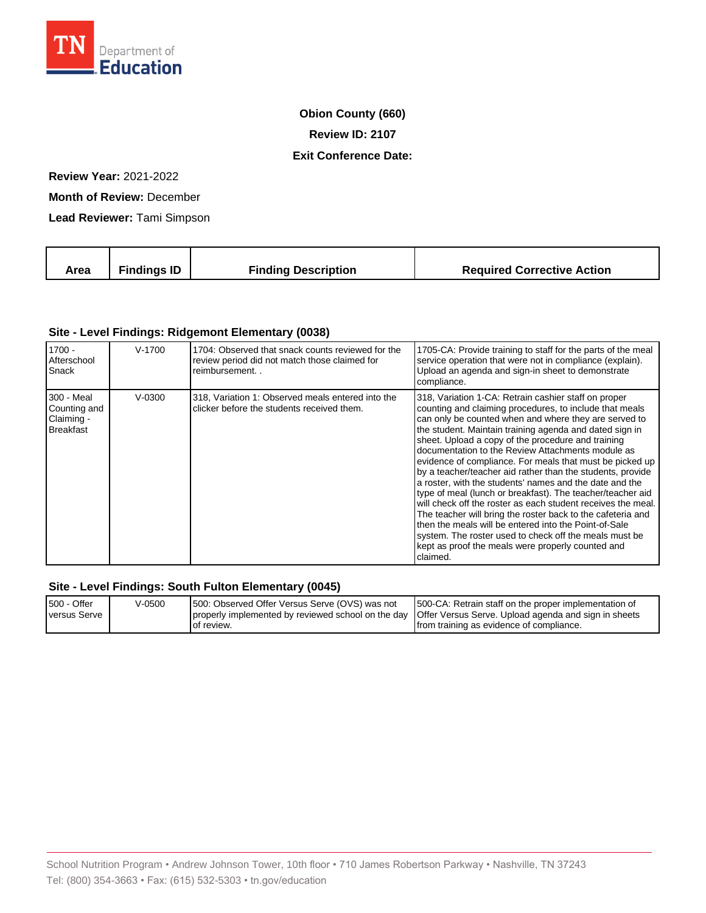**Obion County (660)**

**Review ID: 2107**

**Exit Conference Date:**

**Review Year:** 2021-2022

**Month of Review:** December

**Lead Reviewer:** Tami Simpson

### Site - Level Findings: Ridgemont Elementary (0038)

| Area | Findings ID | Finding Description | Required Corrective Action |
|---|---|---|---|
| 1700 - Afterschool Snack | V-1700 | 1704: Observed that snack counts reviewed for the review period did not match those claimed for reimbursement. . | 1705-CA: Provide training to staff for the parts of the meal service operation that were not in compliance (explain). Upload an agenda and sign-in sheet to demonstrate compliance. |
| 300 - Meal Counting and Claiming - Breakfast | V-0300 | 318, Variation 1: Observed meals entered into the clicker before the students received them. | 318, Variation 1-CA: Retrain cashier staff on proper counting and claiming procedures, to include that meals can only be counted when and where they are served to the student. Maintain training agenda and dated sign in sheet. Upload a copy of the procedure and training documentation to the Review Attachments module as evidence of compliance. For meals that must be picked up by a teacher/teacher aid rather than the students, provide a roster, with the students' names and the date and the type of meal (lunch or breakfast). The teacher/teacher aid will check off the roster as each student receives the meal. The teacher will bring the roster back to the cafeteria and then the meals will be entered into the Point-of-Sale system. The roster used to check off the meals must be kept as proof the meals were properly counted and claimed. |

### Site - Level Findings: South Fulton Elementary (0045)

| Area | Findings ID | Finding Description | Required Corrective Action |
|---|---|---|---|
| 500 - Offer versus Serve | V-0500 | 500: Observed Offer Versus Serve (OVS) was not properly implemented by reviewed school on the day of review. | 500-CA: Retrain staff on the proper implementation of Offer Versus Serve. Upload agenda and sign in sheets from training as evidence of compliance. |